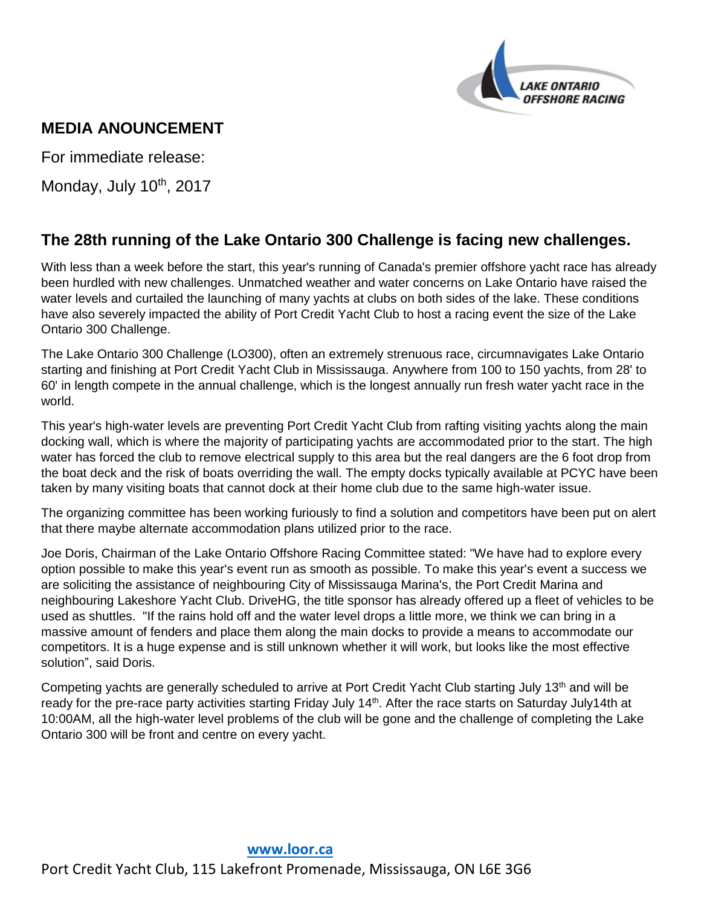LAKE ONTARIO OFFSHORE RACING

## MEDIA ANOUNCEMENT

For immediate release:

Monday, July 10th, 2017

## The 28th running of the Lake Ontario 300 Challenge is facing new challenges.

With less than a week before the start, this year's running of Canada's premier offshore yacht race has already been hurdled with new challenges. Unmatched weather and water concerns on Lake Ontario have raised the water levels and curtailed the launching of many yachts at clubs on both sides of the lake. These conditions have also severely impacted the ability of Port Credit Yacht Club to host a racing event the size of the Lake Ontario 300 Challenge.

The Lake Ontario 300 Challenge (LO300), often an extremely strenuous race, circumnavigates Lake Ontario starting and finishing at Port Credit Yacht Club in Mississauga. Anywhere from 100 to 150 yachts, from 28' to 60' in length compete in the annual challenge, which is the longest annually run fresh water yacht race in the world.

This year's high-water levels are preventing Port Credit Yacht Club from rafting visiting yachts along the main docking wall, which is where the majority of participating yachts are accommodated prior to the start. The high water has forced the club to remove electrical supply to this area but the real dangers are the 6 foot drop from the boat deck and the risk of boats overriding the wall. The empty docks typically available at PCYC have been taken by many visiting boats that cannot dock at their home club due to the same high-water issue.

The organizing committee has been working furiously to find a solution and competitors have been put on alert that there maybe alternate accommodation plans utilized prior to the race.

Joe Doris, Chairman of the Lake Ontario Offshore Racing Committee stated: "We have had to explore every option possible to make this year's event run as smooth as possible. To make this year's event a success we are soliciting the assistance of neighbouring City of Mississauga Marina's, the Port Credit Marina and neighbouring Lakeshore Yacht Club. DriveHG, the title sponsor has already offered up a fleet of vehicles to be used as shuttles.  "If the rains hold off and the water level drops a little more, we think we can bring in a massive amount of fenders and place them along the main docks to provide a means to accommodate our competitors. It is a huge expense and is still unknown whether it will work, but looks like the most effective solution", said Doris.

Competing yachts are generally scheduled to arrive at Port Credit Yacht Club starting July 13th and will be ready for the pre-race party activities starting Friday July 14th. After the race starts on Saturday July14th at 10:00AM, all the high-water level problems of the club will be gone and the challenge of completing the Lake Ontario 300 will be front and centre on every yacht.

**www.loor.ca**

Port Credit Yacht Club, 115 Lakefront Promenade, Mississauga, ON L6E 3G6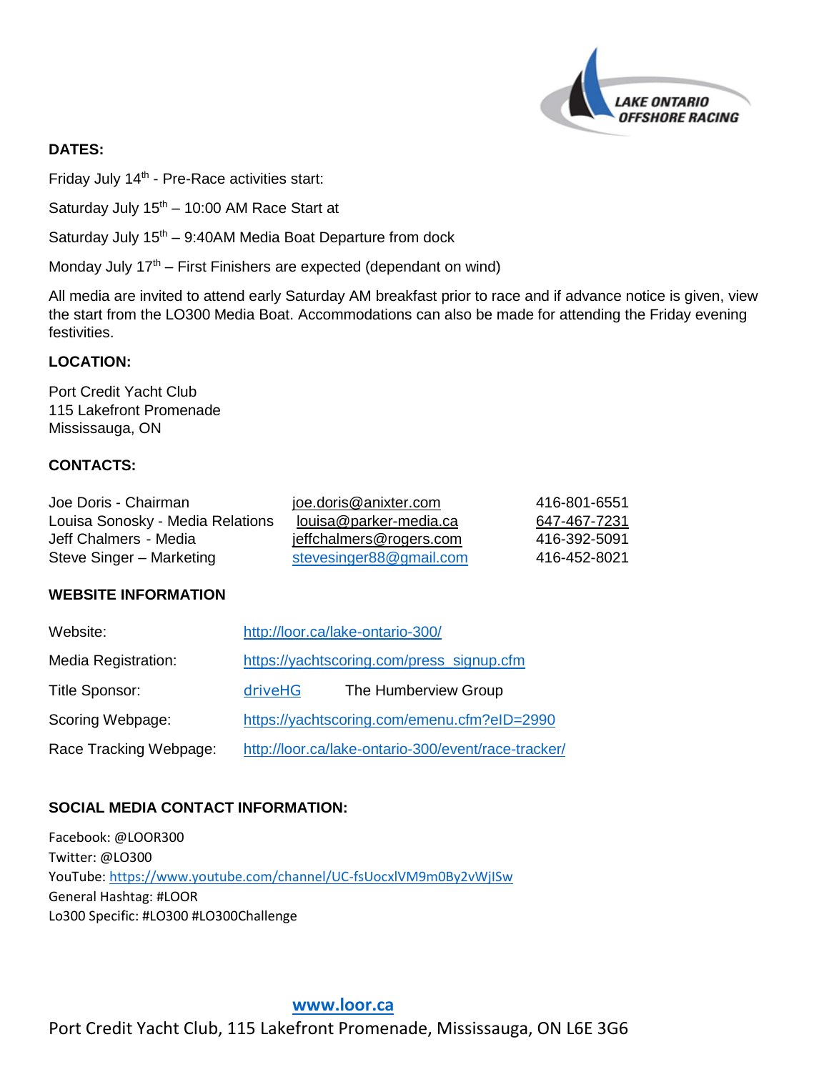**DATES:**

Friday July 14th - Pre-Race activities start:

Saturday July 15th – 10:00 AM Race Start at

Saturday July 15th – 9:40AM Media Boat Departure from dock

Monday July 17th – First Finishers are expected (dependant on wind)

All media are invited to attend early Saturday AM breakfast prior to race and if advance notice is given, view the start from the LO300 Media Boat. Accommodations can also be made for attending the Friday evening festivities.

**LOCATION:**

Port Credit Yacht Club
115 Lakefront Promenade
Mississauga, ON

**CONTACTS:**

| | | |
|---|---|---|
| Joe Doris - Chairman | joe.doris@anixter.com | 416-801-6551 |
| Louisa Sonosky - Media Relations | louisa@parker-media.ca | 647-467-7231 |
| Jeff Chalmers - Media | jeffchalmers@rogers.com | 416-392-5091 |
| Steve Singer – Marketing | stevesinger88@gmail.com | 416-452-8021 |

**WEBSITE INFORMATION**

| | |
|---|---|
| Website: | http://loor.ca/lake-ontario-300/ |
| Media Registration: | https://yachtscoring.com/press_signup.cfm |
| Title Sponsor: | driveHG The Humberview Group |
| Scoring Webpage: | https://yachtscoring.com/emenu.cfm?eID=2990 |
| Race Tracking Webpage: | http://loor.ca/lake-ontario-300/event/race-tracker/ |

**SOCIAL MEDIA CONTACT INFORMATION:**

Facebook: @LOOR300
Twitter: @LO300
YouTube: https://www.youtube.com/channel/UC-fsUocxlVM9m0By2vWjISw
General Hashtag: #LOOR
Lo300 Specific: #LO300 #LO300Challenge

**www.loor.ca**
Port Credit Yacht Club, 115 Lakefront Promenade, Mississauga, ON L6E 3G6